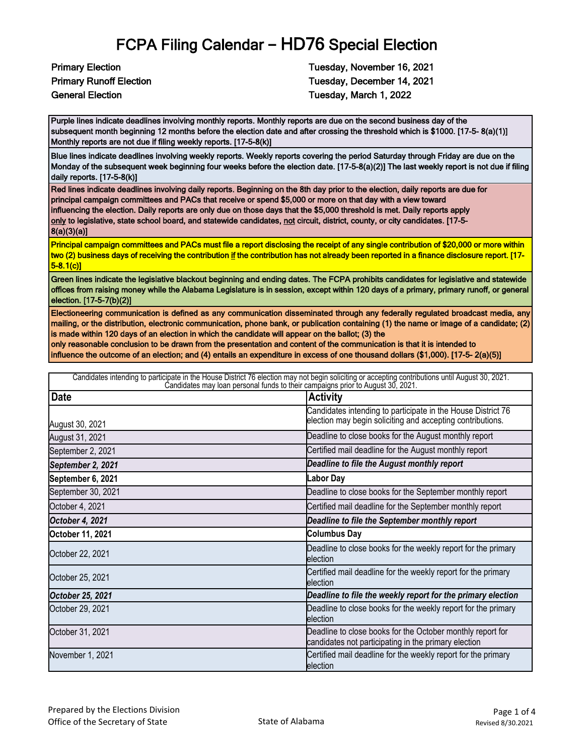# FCPA Filing Calendar – HD76 Special Election

**Primary Election** — **Tuesday, November 16, 2021**
**Primary Runoff Election** — **Tuesday, December 14, 2021**
**General Election** — **Tuesday, March 1, 2022**

**Purple lines indicate deadlines involving monthly reports. Monthly reports are due on the second business day of the subsequent month beginning 12 months before the election date and after crossing the threshold which is $1000. [17-5- 8(a)(1)] Monthly reports are not due if filing weekly reports. [17-5-8(k)]**

**Blue lines indicate deadlines involving weekly reports. Weekly reports covering the period Saturday through Friday are due on the Monday of the subsequent week beginning four weeks before the election date. [17-5-8(a)(2)] The last weekly report is not due if filing daily reports. [17-5-8(k)]**

**Red lines indicate deadlines involving daily reports. Beginning on the 8th day prior to the election, daily reports are due for principal campaign committees and PACs that receive or spend $5,000 or more on that day with a view toward influencing the election. Daily reports are only due on those days that the $5,000 threshold is met. Daily reports apply only to legislative, state school board, and statewide candidates, not circuit, district, county, or city candidates. [17-5-8(a)(3)(a)]**

**Principal campaign committees and PACs must file a report disclosing the receipt of any single contribution of $20,000 or more within two (2) business days of receiving the contribution if the contribution has not already been reported in a finance disclosure report. [17-5-8.1(c)]**

**Green lines indicate the legislative blackout beginning and ending dates. The FCPA prohibits candidates for legislative and statewide offices from raising money while the Alabama Legislature is in session, except within 120 days of a primary, primary runoff, or general election. [17-5-7(b)(2)]**

**Electioneering communication is defined as any communication disseminated through any federally regulated broadcast media, any mailing, or the distribution, electronic communication, phone bank, or publication containing (1) the name or image of a candidate; (2) is made within 120 days of an election in which the candidate will appear on the ballot; (3) the only reasonable conclusion to be drawn from the presentation and content of the communication is that it is intended to influence the outcome of an election; and (4) entails an expenditure in excess of one thousand dollars ($1,000). [17-5- 2(a)(5)]**

Candidates intending to participate in the House District 76 election may not begin soliciting or accepting contributions until August 30, 2021. Candidates may loan personal funds to their campaigns prior to August 30, 2021.

| Date | Activity |
|---|---|
| August 30, 2021 | Candidates intending to participate in the House District 76 election may begin soliciting and accepting contributions. |
| August 31, 2021 | Deadline to close books for the August monthly report |
| September 2, 2021 | Certified mail deadline for the August monthly report |
| ***September 2, 2021*** | ***Deadline to file the August monthly report*** |
| **September 6, 2021** | **Labor Day** |
| September 30, 2021 | Deadline to close books for the September monthly report |
| October 4, 2021 | Certified mail deadline for the September monthly report |
| ***October 4, 2021*** | ***Deadline to file the September monthly report*** |
| **October 11, 2021** | **Columbus Day** |
| October 22, 2021 | Deadline to close books for the weekly report for the primary election |
| October 25, 2021 | Certified mail deadline for the weekly report for the primary election |
| ***October 25, 2021*** | ***Deadline to file the weekly report for the primary election*** |
| October 29, 2021 | Deadline to close books for the weekly report for the primary election |
| October 31, 2021 | Deadline to close books for the October monthly report for candidates not participating in the primary election |
| November 1, 2021 | Certified mail deadline for the weekly report for the primary election |

Prepared by the Elections Division
Office of the Secretary of State

State of Alabama

Revised 8/30.2021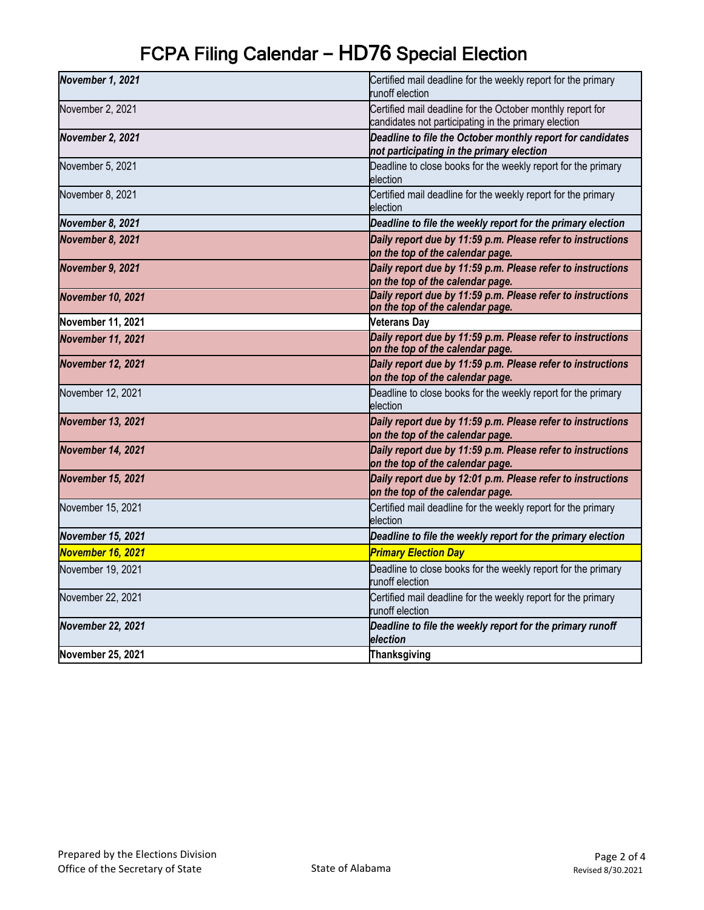# FCPA Filing Calendar – HD76 Special Election

| | |
|---|---|
| ***November 1, 2021*** | Certified mail deadline for the weekly report for the primary runoff election |
| November 2, 2021 | Certified mail deadline for the October monthly report for candidates not participating in the primary election |
| ***November 2, 2021*** | ***Deadline to file the October monthly report for candidates not participating in the primary election*** |
| November 5, 2021 | Deadline to close books for the weekly report for the primary election |
| November 8, 2021 | Certified mail deadline for the weekly report for the primary election |
| ***November 8, 2021*** | ***Deadline to file the weekly report for the primary election*** |
| ***November 8, 2021*** | ***Daily report due by 11:59 p.m. Please refer to instructions on the top of the calendar page.*** |
| ***November 9, 2021*** | ***Daily report due by 11:59 p.m. Please refer to instructions on the top of the calendar page.*** |
| ***November 10, 2021*** | ***Daily report due by 11:59 p.m. Please refer to instructions on the top of the calendar page.*** |
| **November 11, 2021** | **Veterans Day** |
| ***November 11, 2021*** | ***Daily report due by 11:59 p.m. Please refer to instructions on the top of the calendar page.*** |
| ***November 12, 2021*** | ***Daily report due by 11:59 p.m. Please refer to instructions on the top of the calendar page.*** |
| November 12, 2021 | Deadline to close books for the weekly report for the primary election |
| ***November 13, 2021*** | ***Daily report due by 11:59 p.m. Please refer to instructions on the top of the calendar page.*** |
| ***November 14, 2021*** | ***Daily report due by 11:59 p.m. Please refer to instructions on the top of the calendar page.*** |
| ***November 15, 2021*** | ***Daily report due by 12:01 p.m. Please refer to instructions on the top of the calendar page.*** |
| November 15, 2021 | Certified mail deadline for the weekly report for the primary election |
| ***November 15, 2021*** | ***Deadline to file the weekly report for the primary election*** |
| ***November 16, 2021*** | ***Primary Election Day*** |
| November 19, 2021 | Deadline to close books for the weekly report for the primary runoff election |
| November 22, 2021 | Certified mail deadline for the weekly report for the primary runoff election |
| ***November 22, 2021*** | ***Deadline to file the weekly report for the primary runoff election*** |
| **November 25, 2021** | **Thanksgiving** |

Prepared by the Elections Division
Office of the Secretary of State

State of Alabama

Revised 8/30.2021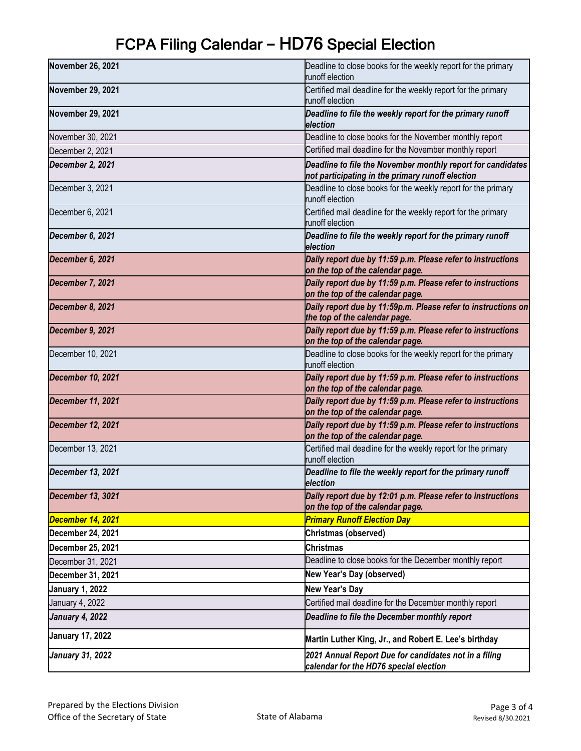# FCPA Filing Calendar – HD76 Special Election

| | |
|---|---|
| **November 26, 2021** | Deadline to close books for the weekly report for the primary runoff election |
| **November 29, 2021** | Certified mail deadline for the weekly report for the primary runoff election |
| **November 29, 2021** | ***Deadline to file the weekly report for the primary runoff election*** |
| November 30, 2021 | Deadline to close books for the November monthly report |
| December 2, 2021 | Certified mail deadline for the November monthly report |
| ***December 2, 2021*** | ***Deadline to file the November monthly report for candidates not participating in the primary runoff election*** |
| December 3, 2021 | Deadline to close books for the weekly report for the primary runoff election |
| December 6, 2021 | Certified mail deadline for the weekly report for the primary runoff election |
| ***December 6, 2021*** | ***Deadline to file the weekly report for the primary runoff election*** |
| ***December 6, 2021*** | ***Daily report due by 11:59 p.m. Please refer to instructions on the top of the calendar page.*** |
| ***December 7, 2021*** | ***Daily report due by 11:59 p.m. Please refer to instructions on the top of the calendar page.*** |
| ***December 8, 2021*** | ***Daily report due by 11:59p.m. Please refer to instructions on the top of the calendar page.*** |
| ***December 9, 2021*** | ***Daily report due by 11:59 p.m. Please refer to instructions on the top of the calendar page.*** |
| December 10, 2021 | Deadline to close books for the weekly report for the primary runoff election |
| ***December 10, 2021*** | ***Daily report due by 11:59 p.m. Please refer to instructions on the top of the calendar page.*** |
| ***December 11, 2021*** | ***Daily report due by 11:59 p.m. Please refer to instructions on the top of the calendar page.*** |
| ***December 12, 2021*** | ***Daily report due by 11:59 p.m. Please refer to instructions on the top of the calendar page.*** |
| December 13, 2021 | Certified mail deadline for the weekly report for the primary runoff election |
| ***December 13, 2021*** | ***Deadline to file the weekly report for the primary runoff election*** |
| ***December 13, 3021*** | ***Daily report due by 12:01 p.m. Please refer to instructions on the top of the calendar page.*** |
| ***December 14, 2021*** | ***Primary Runoff Election Day*** |
| **December 24, 2021** | **Christmas (observed)** |
| **December 25, 2021** | **Christmas** |
| December 31, 2021 | Deadline to close books for the December monthly report |
| **December 31, 2021** | **New Year's Day (observed)** |
| **January 1, 2022** | **New Year's Day** |
| January 4, 2022 | Certified mail deadline for the December monthly report |
| ***January 4, 2022*** | ***Deadline to file the December monthly report*** |
| **January 17, 2022** | **Martin Luther King, Jr., and Robert E. Lee's birthday** |
| ***January 31, 2022*** | ***2021 Annual Report Due for candidates not in a filing calendar for the HD76 special election*** |

Prepared by the Elections Division
Office of the Secretary of State

State of Alabama

Revised 8/30.2021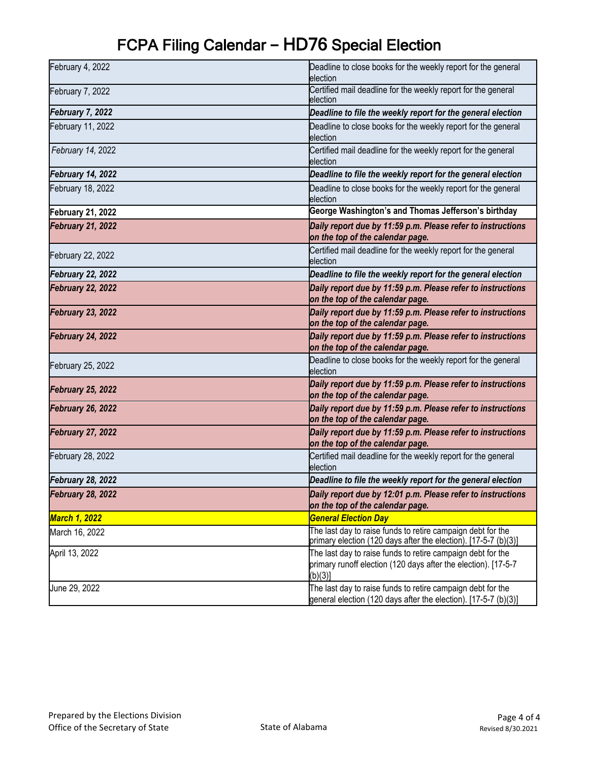# FCPA Filing Calendar – HD76 Special Election

| | |
|---|---|
| February 4, 2022 | Deadline to close books for the weekly report for the general election |
| February 7, 2022 | Certified mail deadline for the weekly report for the general election |
| ***February 7, 2022*** | ***Deadline to file the weekly report for the general election*** |
| February 11, 2022 | Deadline to close books for the weekly report for the general election |
| *February 14,* 2022 | Certified mail deadline for the weekly report for the general election |
| ***February 14, 2022*** | ***Deadline to file the weekly report for the general election*** |
| February 18, 2022 | Deadline to close books for the weekly report for the general election |
| **February 21, 2022** | **George Washington's and Thomas Jefferson's birthday** |
| ***February 21, 2022*** | ***Daily report due by 11:59 p.m. Please refer to instructions on the top of the calendar page.*** |
| February 22, 2022 | Certified mail deadline for the weekly report for the general election |
| ***February 22, 2022*** | ***Deadline to file the weekly report for the general election*** |
| ***February 22, 2022*** | ***Daily report due by 11:59 p.m. Please refer to instructions on the top of the calendar page.*** |
| ***February 23, 2022*** | ***Daily report due by 11:59 p.m. Please refer to instructions on the top of the calendar page.*** |
| ***February 24, 2022*** | ***Daily report due by 11:59 p.m. Please refer to instructions on the top of the calendar page.*** |
| February 25, 2022 | Deadline to close books for the weekly report for the general election |
| ***February 25, 2022*** | ***Daily report due by 11:59 p.m. Please refer to instructions on the top of the calendar page.*** |
| ***February 26, 2022*** | ***Daily report due by 11:59 p.m. Please refer to instructions on the top of the calendar page.*** |
| ***February 27, 2022*** | ***Daily report due by 11:59 p.m. Please refer to instructions on the top of the calendar page.*** |
| February 28, 2022 | Certified mail deadline for the weekly report for the general election |
| ***February 28, 2022*** | ***Deadline to file the weekly report for the general election*** |
| ***February 28, 2022*** | ***Daily report due by 12:01 p.m. Please refer to instructions on the top of the calendar page.*** |
| ***March 1, 2022*** | ***General Election Day*** |
| March 16, 2022 | The last day to raise funds to retire campaign debt for the primary election (120 days after the election). [17-5-7 (b)(3)] |
| April 13, 2022 | The last day to raise funds to retire campaign debt for the primary runoff election (120 days after the election). [17-5-7 (b)(3)] |
| June 29, 2022 | The last day to raise funds to retire campaign debt for the general election (120 days after the election). [17-5-7 (b)(3)] |

Prepared by the Elections Division
Office of the Secretary of State

State of Alabama

Revised 8/30.2021